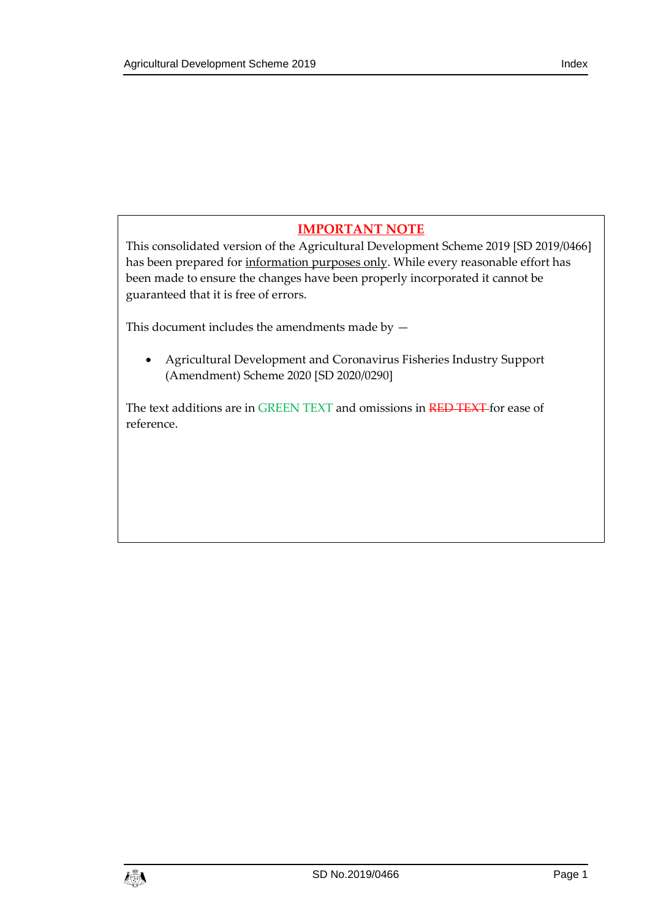## IMPORTANT NOTE

This consolidated version of the Agricultural Development Scheme 2019 [SD 2019/0466] has been prepared for information purposes only. While every reasonable effort has been made to ensure the changes have been properly incorporated it cannot be guaranteed that it is free of errors.

This document includes the amendments made by —

- Agricultural Development and Coronavirus Fisheries Industry Support (Amendment) Scheme 2020 [SD 2020/0290]

The text additions are in GREEN TEXT and omissions in ~~RED TEXT~~ for ease of reference.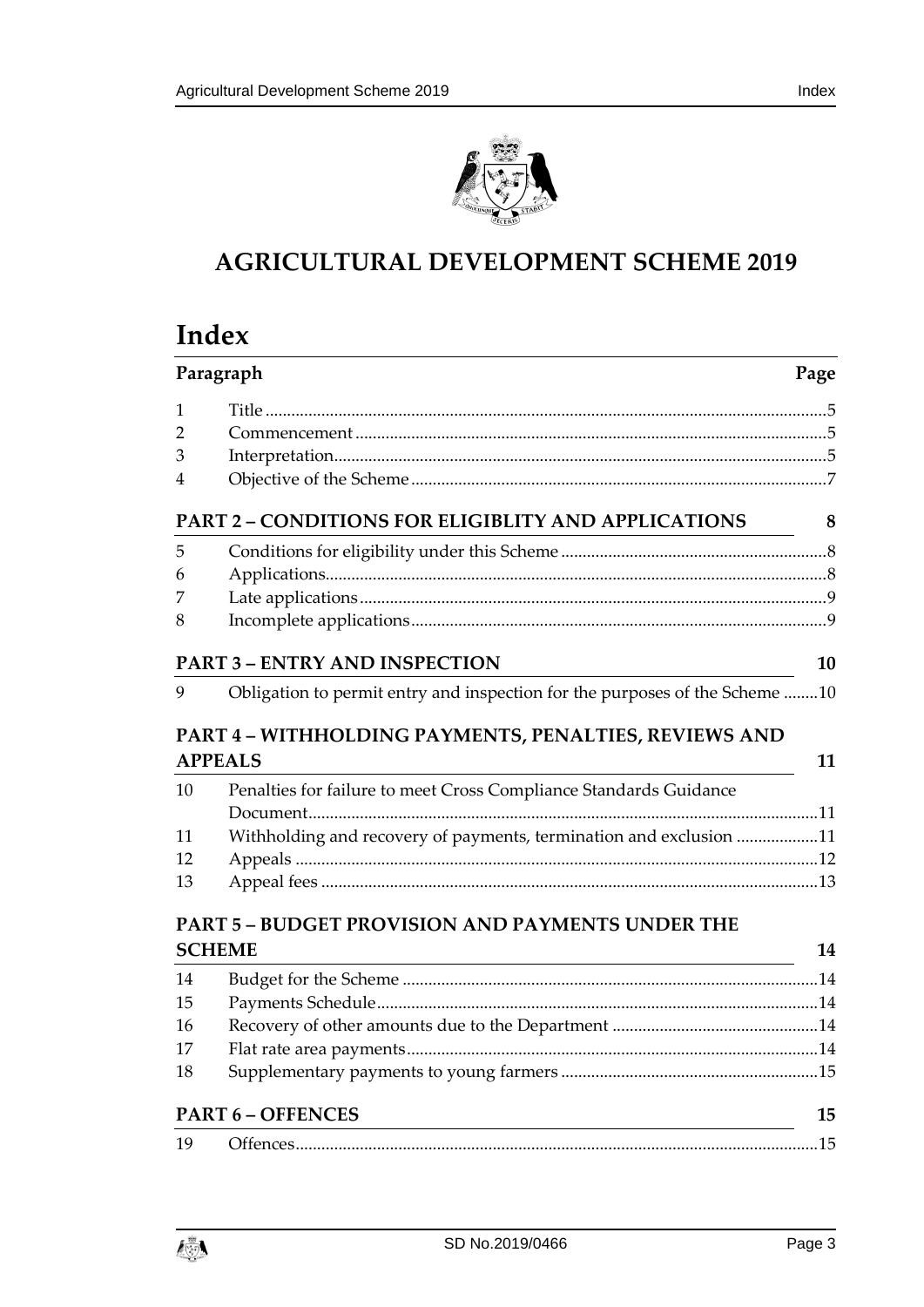# AGRICULTURAL DEVELOPMENT SCHEME 2019

## Index

| Paragraph | | Page |
|---|---|---|
| 1 | Title | 5 |
| 2 | Commencement | 5 |
| 3 | Interpretation | 5 |
| 4 | Objective of the Scheme | 7 |

**PART 2 – CONDITIONS FOR ELIGIBLITY AND APPLICATIONS** — 8

| | | |
|---|---|---|
| 5 | Conditions for eligibility under this Scheme | 8 |
| 6 | Applications | 8 |
| 7 | Late applications | 9 |
| 8 | Incomplete applications | 9 |

**PART 3 – ENTRY AND INSPECTION** — 10

| | | |
|---|---|---|
| 9 | Obligation to permit entry and inspection for the purposes of the Scheme | 10 |

**PART 4 – WITHHOLDING PAYMENTS, PENALTIES, REVIEWS AND APPEALS** — 11

| | | |
|---|---|---|
| 10 | Penalties for failure to meet Cross Compliance Standards Guidance Document | 11 |
| 11 | Withholding and recovery of payments, termination and exclusion | 11 |
| 12 | Appeals | 12 |
| 13 | Appeal fees | 13 |

**PART 5 – BUDGET PROVISION AND PAYMENTS UNDER THE SCHEME** — 14

| | | |
|---|---|---|
| 14 | Budget for the Scheme | 14 |
| 15 | Payments Schedule | 14 |
| 16 | Recovery of other amounts due to the Department | 14 |
| 17 | Flat rate area payments | 14 |
| 18 | Supplementary payments to young farmers | 15 |

**PART 6 – OFFENCES** — 15

| | | |
|---|---|---|
| 19 | Offences | 15 |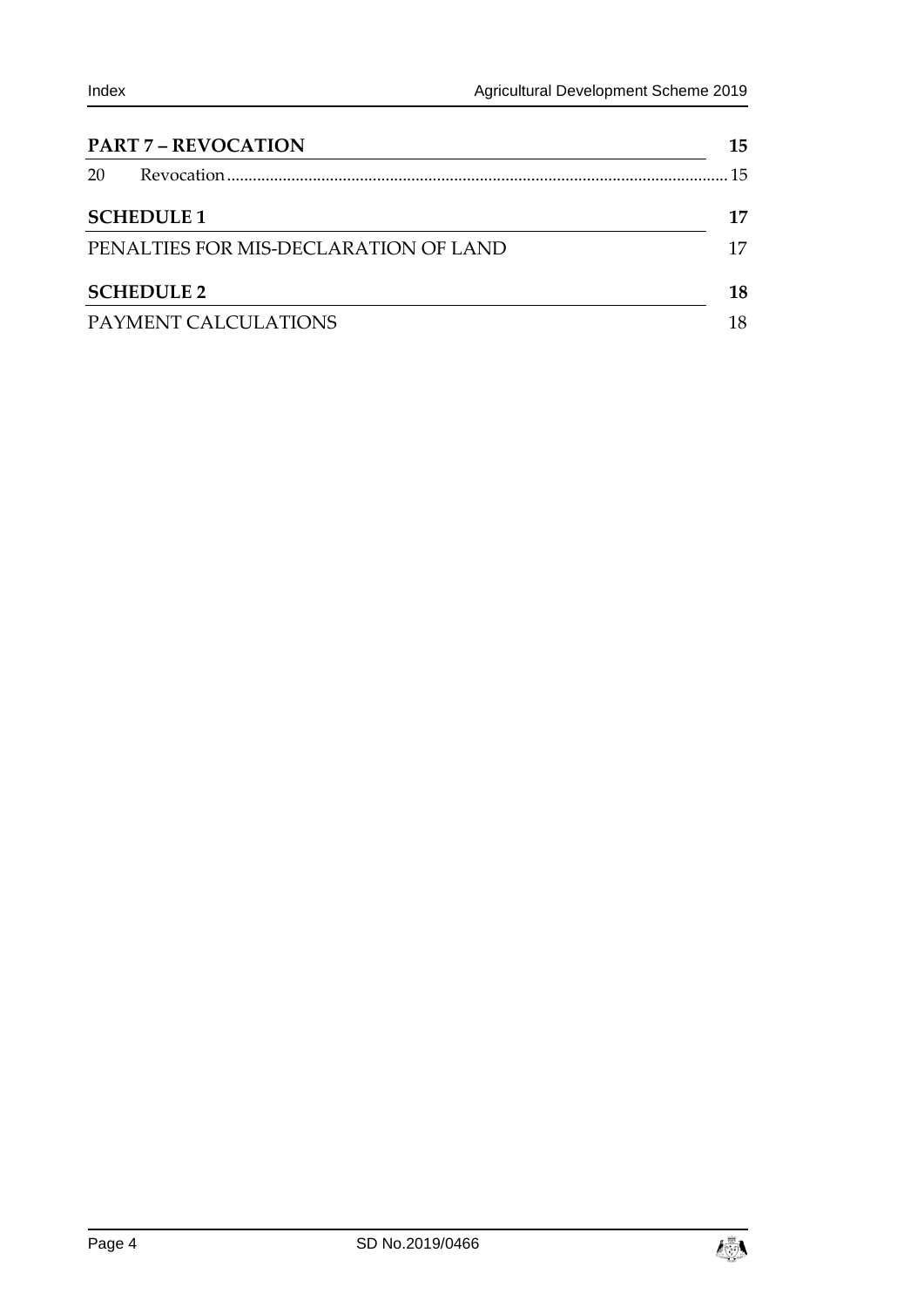**PART 7 – REVOCATION** 15

20 Revocation ........................................................................................................... 15

**SCHEDULE 1** 17

PENALTIES FOR MIS-DECLARATION OF LAND 17

**SCHEDULE 2** 18

PAYMENT CALCULATIONS 18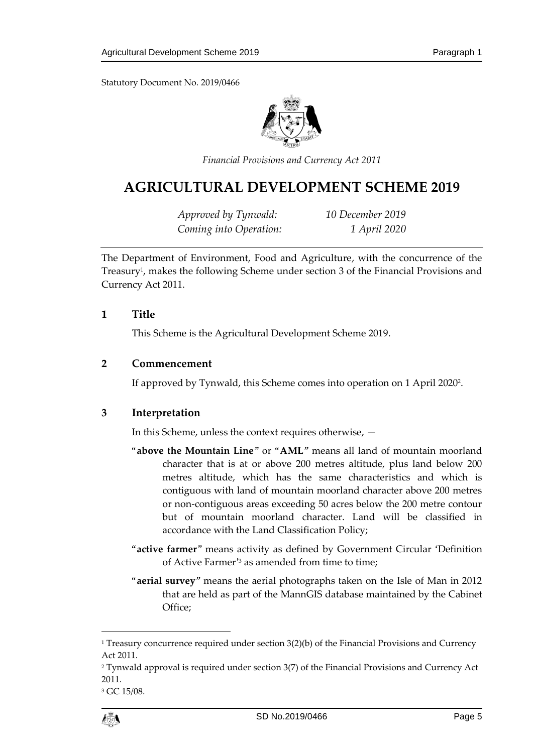Statutory Document No. 2019/0466

*Financial Provisions and Currency Act 2011*

# AGRICULTURAL DEVELOPMENT SCHEME 2019

*Approved by Tynwald: 10 December 2019*
*Coming into Operation: 1 April 2020*

The Department of Environment, Food and Agriculture, with the concurrence of the Treasury[1], makes the following Scheme under section 3 of the Financial Provisions and Currency Act 2011.

## 1 Title

This Scheme is the Agricultural Development Scheme 2019.

## 2 Commencement

If approved by Tynwald, this Scheme comes into operation on 1 April 2020[2].

## 3 Interpretation

In this Scheme, unless the context requires otherwise, —

"**above the Mountain Line**" or "**AML**" means all land of mountain moorland character that is at or above 200 metres altitude, plus land below 200 metres altitude, which has the same characteristics and which is contiguous with land of mountain moorland character above 200 metres or non-contiguous areas exceeding 50 acres below the 200 metre contour but of mountain moorland character. Land will be classified in accordance with the Land Classification Policy;

"**active farmer**" means activity as defined by Government Circular 'Definition of Active Farmer'[3] as amended from time to time;

"**aerial survey**" means the aerial photographs taken on the Isle of Man in 2012 that are held as part of the MannGIS database maintained by the Cabinet Office;

---

[1] Treasury concurrence required under section 3(2)(b) of the Financial Provisions and Currency Act 2011.

[2] Tynwald approval is required under section 3(7) of the Financial Provisions and Currency Act 2011.

[3] GC 15/08.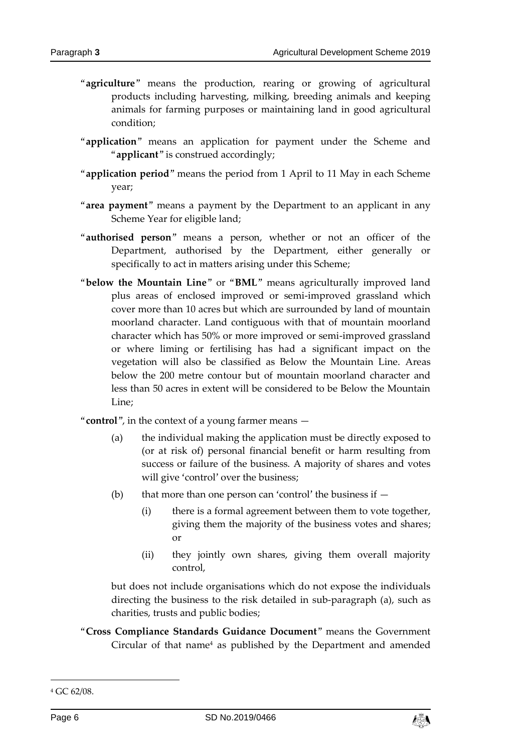"**agriculture**" means the production, rearing or growing of agricultural products including harvesting, milking, breeding animals and keeping animals for farming purposes or maintaining land in good agricultural condition;

"**application**" means an application for payment under the Scheme and "**applicant**" is construed accordingly;

"**application period**" means the period from 1 April to 11 May in each Scheme year;

"**area payment**" means a payment by the Department to an applicant in any Scheme Year for eligible land;

"**authorised person**" means a person, whether or not an officer of the Department, authorised by the Department, either generally or specifically to act in matters arising under this Scheme;

"**below the Mountain Line**" or "**BML**" means agriculturally improved land plus areas of enclosed improved or semi-improved grassland which cover more than 10 acres but which are surrounded by land of mountain moorland character. Land contiguous with that of mountain moorland character which has 50% or more improved or semi-improved grassland or where liming or fertilising has had a significant impact on the vegetation will also be classified as Below the Mountain Line. Areas below the 200 metre contour but of mountain moorland character and less than 50 acres in extent will be considered to be Below the Mountain Line;

"**control**", in the context of a young farmer means —

(a) the individual making the application must be directly exposed to (or at risk of) personal financial benefit or harm resulting from success or failure of the business. A majority of shares and votes will give 'control' over the business;

(b) that more than one person can 'control' the business if —

(i) there is a formal agreement between them to vote together, giving them the majority of the business votes and shares; or

(ii) they jointly own shares, giving them overall majority control,

but does not include organisations which do not expose the individuals directing the business to the risk detailed in sub-paragraph (a), such as charities, trusts and public bodies;

"**Cross Compliance Standards Guidance Document**" means the Government Circular of that name[4] as published by the Department and amended

[4] GC 62/08.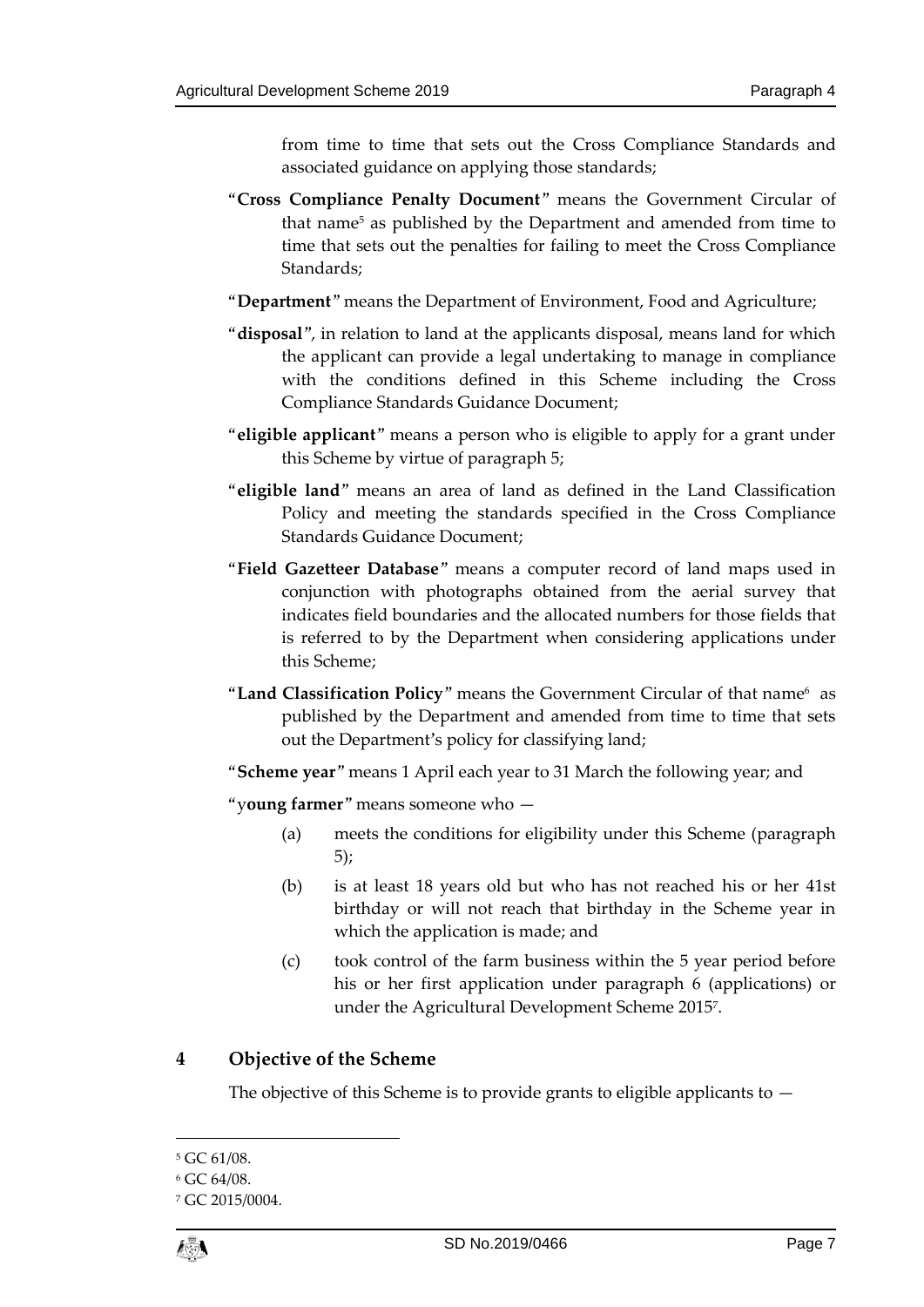from time to time that sets out the Cross Compliance Standards and associated guidance on applying those standards;

"**Cross Compliance Penalty Document**" means the Government Circular of that name[5] as published by the Department and amended from time to time that sets out the penalties for failing to meet the Cross Compliance Standards;

"**Department**" means the Department of Environment, Food and Agriculture;

"**disposal**", in relation to land at the applicants disposal, means land for which the applicant can provide a legal undertaking to manage in compliance with the conditions defined in this Scheme including the Cross Compliance Standards Guidance Document;

"**eligible applicant**" means a person who is eligible to apply for a grant under this Scheme by virtue of paragraph 5;

"**eligible land**" means an area of land as defined in the Land Classification Policy and meeting the standards specified in the Cross Compliance Standards Guidance Document;

"**Field Gazetteer Database**" means a computer record of land maps used in conjunction with photographs obtained from the aerial survey that indicates field boundaries and the allocated numbers for those fields that is referred to by the Department when considering applications under this Scheme;

"**Land Classification Policy**" means the Government Circular of that name[6] as published by the Department and amended from time to time that sets out the Department's policy for classifying land;

"**Scheme year**" means 1 April each year to 31 March the following year; and

"y**oung farmer**" means someone who —

(a) meets the conditions for eligibility under this Scheme (paragraph 5);

(b) is at least 18 years old but who has not reached his or her 41st birthday or will not reach that birthday in the Scheme year in which the application is made; and

(c) took control of the farm business within the 5 year period before his or her first application under paragraph 6 (applications) or under the Agricultural Development Scheme 2015[7].

## 4 Objective of the Scheme

The objective of this Scheme is to provide grants to eligible applicants to —

---

[5] GC 61/08.

[6] GC 64/08.

[7] GC 2015/0004.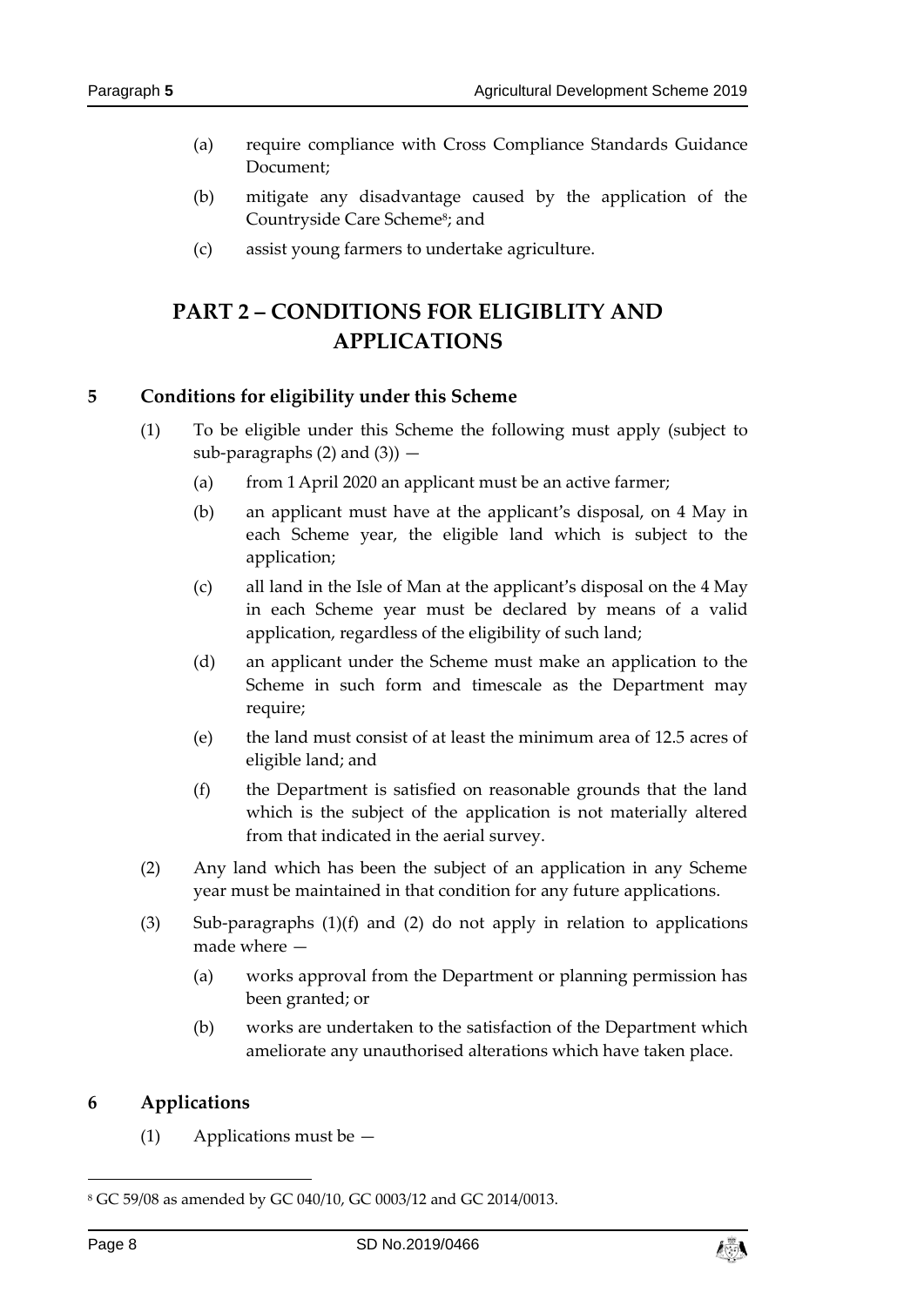(a) require compliance with Cross Compliance Standards Guidance Document;

(b) mitigate any disadvantage caused by the application of the Countryside Care Scheme[8]; and

(c) assist young farmers to undertake agriculture.

# PART 2 – CONDITIONS FOR ELIGIBLITY AND APPLICATIONS

## 5 Conditions for eligibility under this Scheme

(1) To be eligible under this Scheme the following must apply (subject to sub-paragraphs (2) and (3)) —

(a) from 1 April 2020 an applicant must be an active farmer;

(b) an applicant must have at the applicant's disposal, on 4 May in each Scheme year, the eligible land which is subject to the application;

(c) all land in the Isle of Man at the applicant's disposal on the 4 May in each Scheme year must be declared by means of a valid application, regardless of the eligibility of such land;

(d) an applicant under the Scheme must make an application to the Scheme in such form and timescale as the Department may require;

(e) the land must consist of at least the minimum area of 12.5 acres of eligible land; and

(f) the Department is satisfied on reasonable grounds that the land which is the subject of the application is not materially altered from that indicated in the aerial survey.

(2) Any land which has been the subject of an application in any Scheme year must be maintained in that condition for any future applications.

(3) Sub-paragraphs (1)(f) and (2) do not apply in relation to applications made where —

(a) works approval from the Department or planning permission has been granted; or

(b) works are undertaken to the satisfaction of the Department which ameliorate any unauthorised alterations which have taken place.

## 6 Applications

(1) Applications must be —

[8] GC 59/08 as amended by GC 040/10, GC 0003/12 and GC 2014/0013.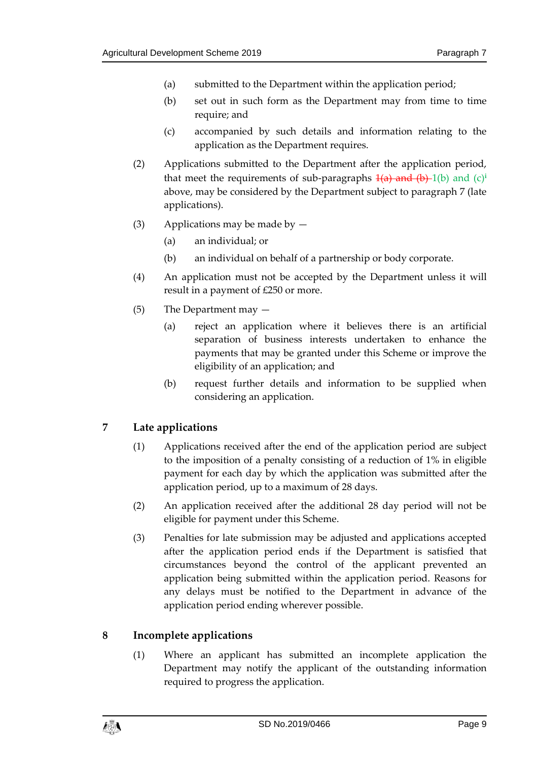(a) submitted to the Department within the application period;

(b) set out in such form as the Department may from time to time require; and

(c) accompanied by such details and information relating to the application as the Department requires.

(2) Applications submitted to the Department after the application period, that meet the requirements of sub-paragraphs ~~1(a) and (b)~~ 1(b) and (c)[i] above, may be considered by the Department subject to paragraph 7 (late applications).

(3) Applications may be made by —

(a) an individual; or

(b) an individual on behalf of a partnership or body corporate.

(4) An application must not be accepted by the Department unless it will result in a payment of £250 or more.

(5) The Department may —

(a) reject an application where it believes there is an artificial separation of business interests undertaken to enhance the payments that may be granted under this Scheme or improve the eligibility of an application; and

(b) request further details and information to be supplied when considering an application.

## 7 Late applications

(1) Applications received after the end of the application period are subject to the imposition of a penalty consisting of a reduction of 1% in eligible payment for each day by which the application was submitted after the application period, up to a maximum of 28 days.

(2) An application received after the additional 28 day period will not be eligible for payment under this Scheme.

(3) Penalties for late submission may be adjusted and applications accepted after the application period ends if the Department is satisfied that circumstances beyond the control of the applicant prevented an application being submitted within the application period. Reasons for any delays must be notified to the Department in advance of the application period ending wherever possible.

## 8 Incomplete applications

(1) Where an applicant has submitted an incomplete application the Department may notify the applicant of the outstanding information required to progress the application.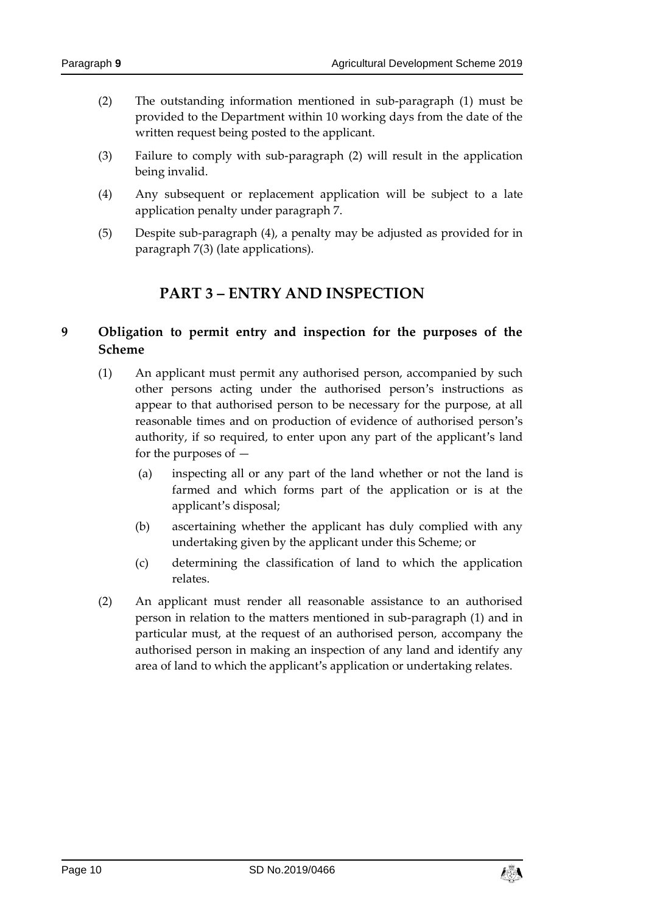(2) The outstanding information mentioned in sub-paragraph (1) must be provided to the Department within 10 working days from the date of the written request being posted to the applicant.

(3) Failure to comply with sub-paragraph (2) will result in the application being invalid.

(4) Any subsequent or replacement application will be subject to a late application penalty under paragraph 7.

(5) Despite sub-paragraph (4), a penalty may be adjusted as provided for in paragraph 7(3) (late applications).

## PART 3 – ENTRY AND INSPECTION

### 9 Obligation to permit entry and inspection for the purposes of the Scheme

(1) An applicant must permit any authorised person, accompanied by such other persons acting under the authorised person's instructions as appear to that authorised person to be necessary for the purpose, at all reasonable times and on production of evidence of authorised person's authority, if so required, to enter upon any part of the applicant's land for the purposes of —

(a) inspecting all or any part of the land whether or not the land is farmed and which forms part of the application or is at the applicant's disposal;

(b) ascertaining whether the applicant has duly complied with any undertaking given by the applicant under this Scheme; or

(c) determining the classification of land to which the application relates.

(2) An applicant must render all reasonable assistance to an authorised person in relation to the matters mentioned in sub-paragraph (1) and in particular must, at the request of an authorised person, accompany the authorised person in making an inspection of any land and identify any area of land to which the applicant's application or undertaking relates.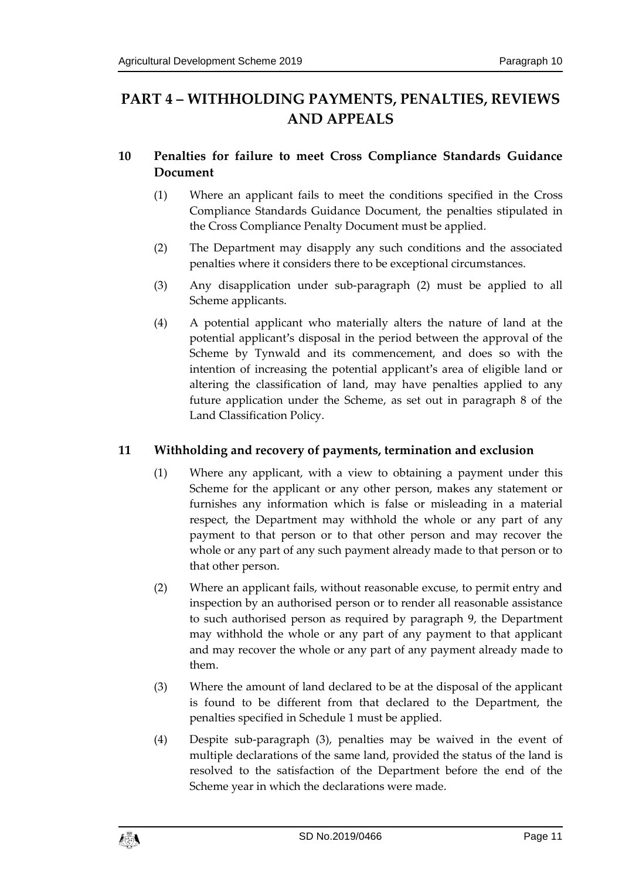# PART 4 – WITHHOLDING PAYMENTS, PENALTIES, REVIEWS AND APPEALS

## 10 Penalties for failure to meet Cross Compliance Standards Guidance Document

(1) Where an applicant fails to meet the conditions specified in the Cross Compliance Standards Guidance Document, the penalties stipulated in the Cross Compliance Penalty Document must be applied.

(2) The Department may disapply any such conditions and the associated penalties where it considers there to be exceptional circumstances.

(3) Any disapplication under sub-paragraph (2) must be applied to all Scheme applicants.

(4) A potential applicant who materially alters the nature of land at the potential applicant's disposal in the period between the approval of the Scheme by Tynwald and its commencement, and does so with the intention of increasing the potential applicant's area of eligible land or altering the classification of land, may have penalties applied to any future application under the Scheme, as set out in paragraph 8 of the Land Classification Policy.

## 11 Withholding and recovery of payments, termination and exclusion

(1) Where any applicant, with a view to obtaining a payment under this Scheme for the applicant or any other person, makes any statement or furnishes any information which is false or misleading in a material respect, the Department may withhold the whole or any part of any payment to that person or to that other person and may recover the whole or any part of any such payment already made to that person or to that other person.

(2) Where an applicant fails, without reasonable excuse, to permit entry and inspection by an authorised person or to render all reasonable assistance to such authorised person as required by paragraph 9, the Department may withhold the whole or any part of any payment to that applicant and may recover the whole or any part of any payment already made to them.

(3) Where the amount of land declared to be at the disposal of the applicant is found to be different from that declared to the Department, the penalties specified in Schedule 1 must be applied.

(4) Despite sub-paragraph (3), penalties may be waived in the event of multiple declarations of the same land, provided the status of the land is resolved to the satisfaction of the Department before the end of the Scheme year in which the declarations were made.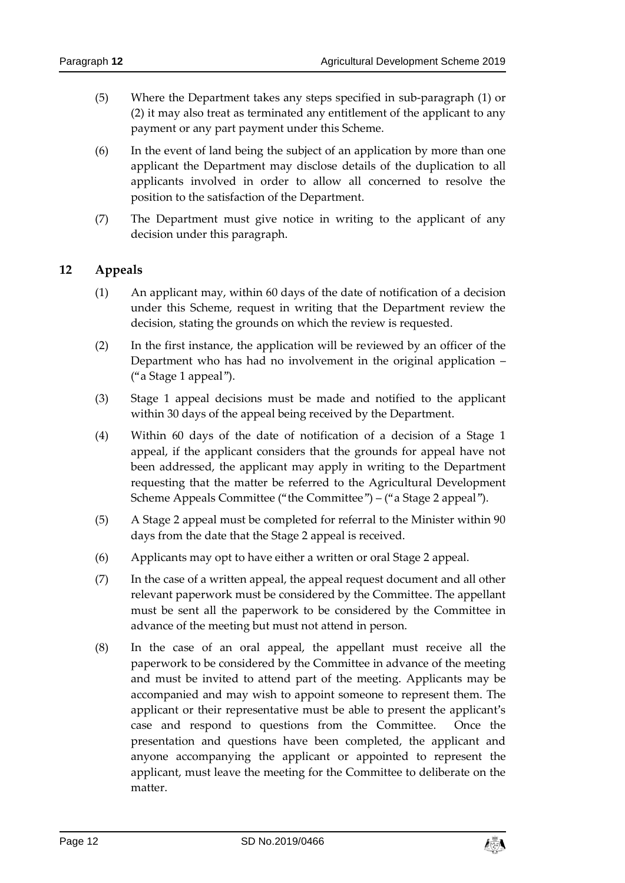(5) Where the Department takes any steps specified in sub-paragraph (1) or (2) it may also treat as terminated any entitlement of the applicant to any payment or any part payment under this Scheme.

(6) In the event of land being the subject of an application by more than one applicant the Department may disclose details of the duplication to all applicants involved in order to allow all concerned to resolve the position to the satisfaction of the Department.

(7) The Department must give notice in writing to the applicant of any decision under this paragraph.

## 12 Appeals

(1) An applicant may, within 60 days of the date of notification of a decision under this Scheme, request in writing that the Department review the decision, stating the grounds on which the review is requested.

(2) In the first instance, the application will be reviewed by an officer of the Department who has had no involvement in the original application – ("a Stage 1 appeal").

(3) Stage 1 appeal decisions must be made and notified to the applicant within 30 days of the appeal being received by the Department.

(4) Within 60 days of the date of notification of a decision of a Stage 1 appeal, if the applicant considers that the grounds for appeal have not been addressed, the applicant may apply in writing to the Department requesting that the matter be referred to the Agricultural Development Scheme Appeals Committee ("the Committee") – ("a Stage 2 appeal").

(5) A Stage 2 appeal must be completed for referral to the Minister within 90 days from the date that the Stage 2 appeal is received.

(6) Applicants may opt to have either a written or oral Stage 2 appeal.

(7) In the case of a written appeal, the appeal request document and all other relevant paperwork must be considered by the Committee. The appellant must be sent all the paperwork to be considered by the Committee in advance of the meeting but must not attend in person.

(8) In the case of an oral appeal, the appellant must receive all the paperwork to be considered by the Committee in advance of the meeting and must be invited to attend part of the meeting. Applicants may be accompanied and may wish to appoint someone to represent them. The applicant or their representative must be able to present the applicant's case and respond to questions from the Committee. Once the presentation and questions have been completed, the applicant and anyone accompanying the applicant or appointed to represent the applicant, must leave the meeting for the Committee to deliberate on the matter.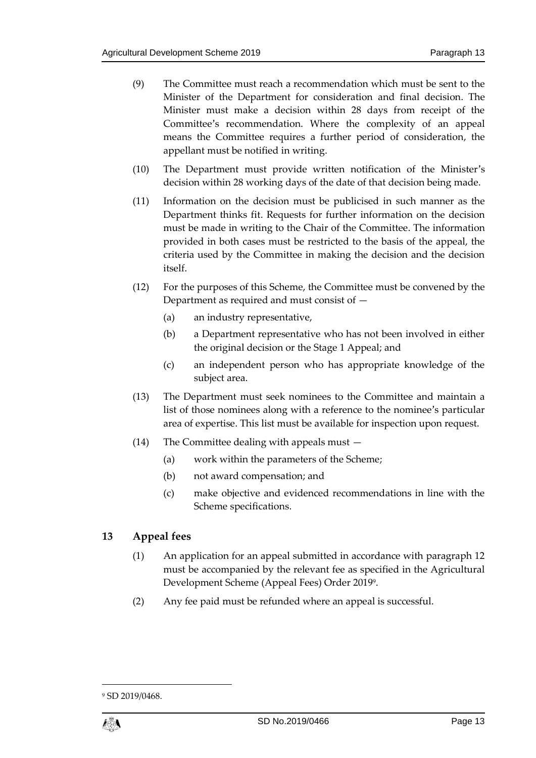(9) The Committee must reach a recommendation which must be sent to the Minister of the Department for consideration and final decision. The Minister must make a decision within 28 days from receipt of the Committee's recommendation. Where the complexity of an appeal means the Committee requires a further period of consideration, the appellant must be notified in writing.

(10) The Department must provide written notification of the Minister's decision within 28 working days of the date of that decision being made.

(11) Information on the decision must be publicised in such manner as the Department thinks fit. Requests for further information on the decision must be made in writing to the Chair of the Committee. The information provided in both cases must be restricted to the basis of the appeal, the criteria used by the Committee in making the decision and the decision itself.

(12) For the purposes of this Scheme, the Committee must be convened by the Department as required and must consist of —

(a) an industry representative,

(b) a Department representative who has not been involved in either the original decision or the Stage 1 Appeal; and

(c) an independent person who has appropriate knowledge of the subject area.

(13) The Department must seek nominees to the Committee and maintain a list of those nominees along with a reference to the nominee's particular area of expertise. This list must be available for inspection upon request.

(14) The Committee dealing with appeals must —

(a) work within the parameters of the Scheme;

(b) not award compensation; and

(c) make objective and evidenced recommendations in line with the Scheme specifications.

## 13 Appeal fees

(1) An application for an appeal submitted in accordance with paragraph 12 must be accompanied by the relevant fee as specified in the Agricultural Development Scheme (Appeal Fees) Order 2019[9].

(2) Any fee paid must be refunded where an appeal is successful.

[9] SD 2019/0468.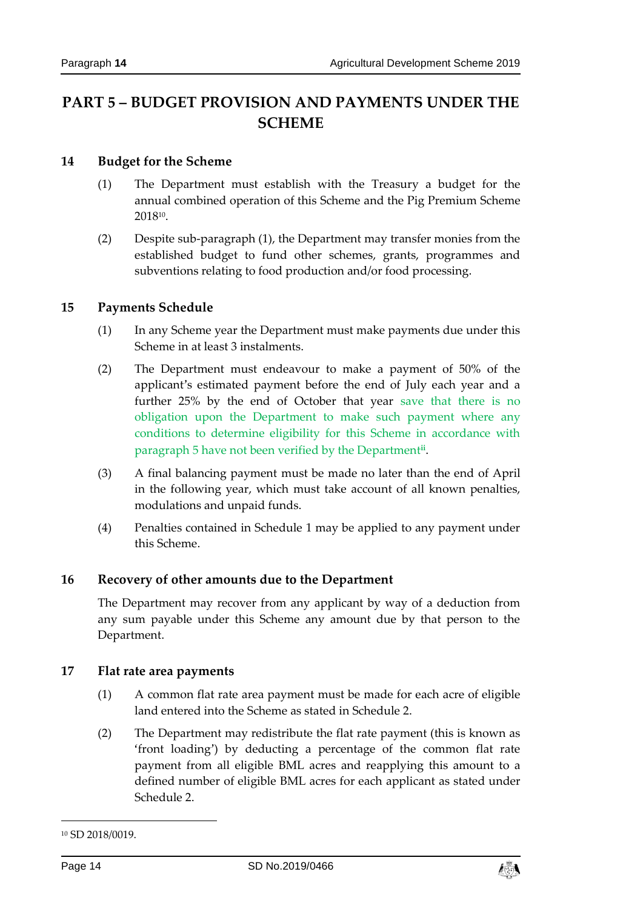## PART 5 – BUDGET PROVISION AND PAYMENTS UNDER THE SCHEME

### 14 Budget for the Scheme

(1) The Department must establish with the Treasury a budget for the annual combined operation of this Scheme and the Pig Premium Scheme 2018[10].

(2) Despite sub-paragraph (1), the Department may transfer monies from the established budget to fund other schemes, grants, programmes and subventions relating to food production and/or food processing.

### 15 Payments Schedule

(1) In any Scheme year the Department must make payments due under this Scheme in at least 3 instalments.

(2) The Department must endeavour to make a payment of 50% of the applicant's estimated payment before the end of July each year and a further 25% by the end of October that year save that there is no obligation upon the Department to make such payment where any conditions to determine eligibility for this Scheme in accordance with paragraph 5 have not been verified by the Department[ii].

(3) A final balancing payment must be made no later than the end of April in the following year, which must take account of all known penalties, modulations and unpaid funds.

(4) Penalties contained in Schedule 1 may be applied to any payment under this Scheme.

### 16 Recovery of other amounts due to the Department

The Department may recover from any applicant by way of a deduction from any sum payable under this Scheme any amount due by that person to the Department.

### 17 Flat rate area payments

(1) A common flat rate area payment must be made for each acre of eligible land entered into the Scheme as stated in Schedule 2.

(2) The Department may redistribute the flat rate payment (this is known as 'front loading') by deducting a percentage of the common flat rate payment from all eligible BML acres and reapplying this amount to a defined number of eligible BML acres for each applicant as stated under Schedule 2.

---

[10] SD 2018/0019.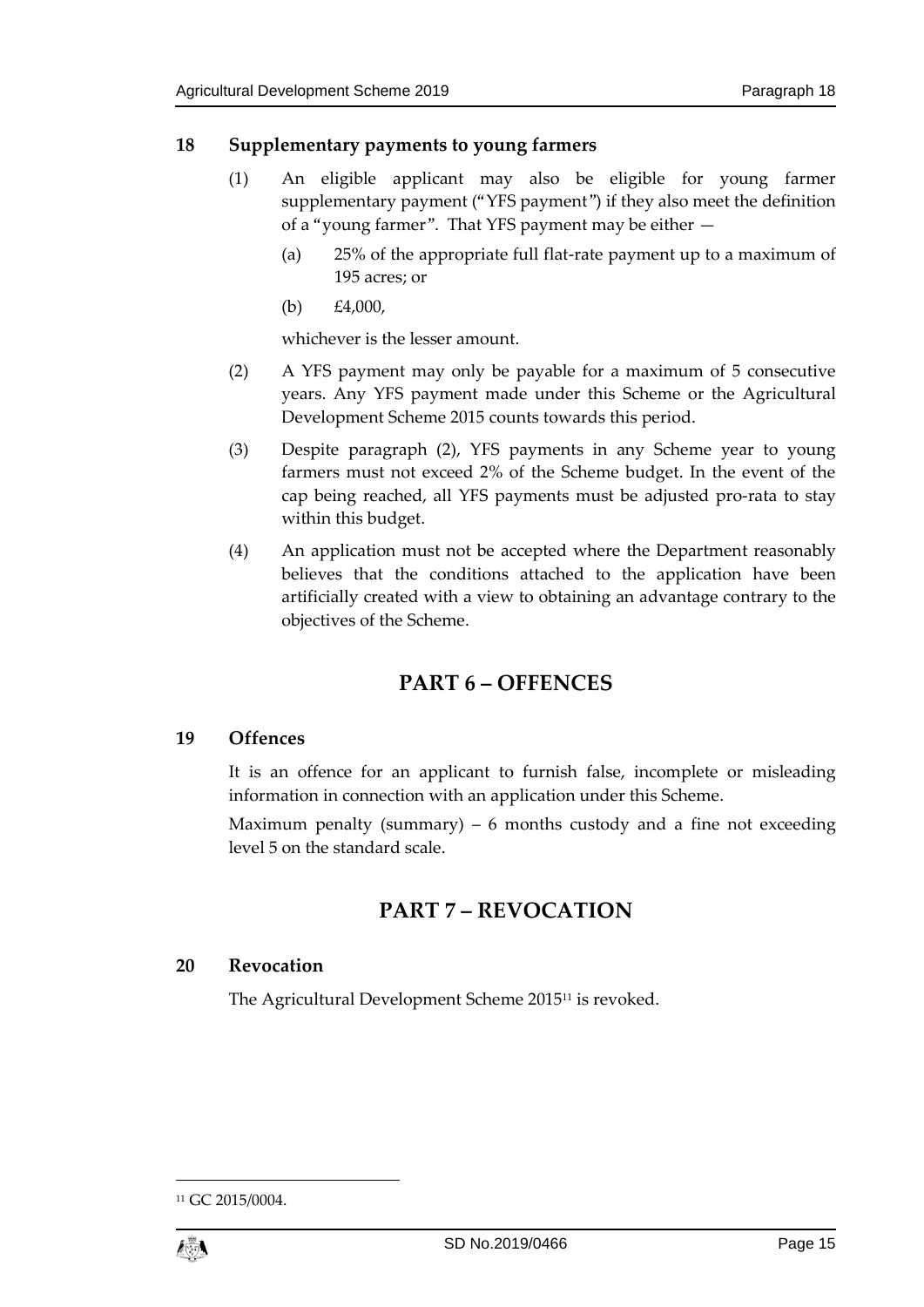### 18 Supplementary payments to young farmers

(1) An eligible applicant may also be eligible for young farmer supplementary payment ("YFS payment") if they also meet the definition of a "young farmer". That YFS payment may be either —

(a) 25% of the appropriate full flat-rate payment up to a maximum of 195 acres; or

(b) £4,000,

whichever is the lesser amount.

(2) A YFS payment may only be payable for a maximum of 5 consecutive years. Any YFS payment made under this Scheme or the Agricultural Development Scheme 2015 counts towards this period.

(3) Despite paragraph (2), YFS payments in any Scheme year to young farmers must not exceed 2% of the Scheme budget. In the event of the cap being reached, all YFS payments must be adjusted pro-rata to stay within this budget.

(4) An application must not be accepted where the Department reasonably believes that the conditions attached to the application have been artificially created with a view to obtaining an advantage contrary to the objectives of the Scheme.

## PART 6 – OFFENCES

### 19 Offences

It is an offence for an applicant to furnish false, incomplete or misleading information in connection with an application under this Scheme.

Maximum penalty (summary) – 6 months custody and a fine not exceeding level 5 on the standard scale.

## PART 7 – REVOCATION

### 20 Revocation

The Agricultural Development Scheme 2015[11] is revoked.

[11] GC 2015/0004.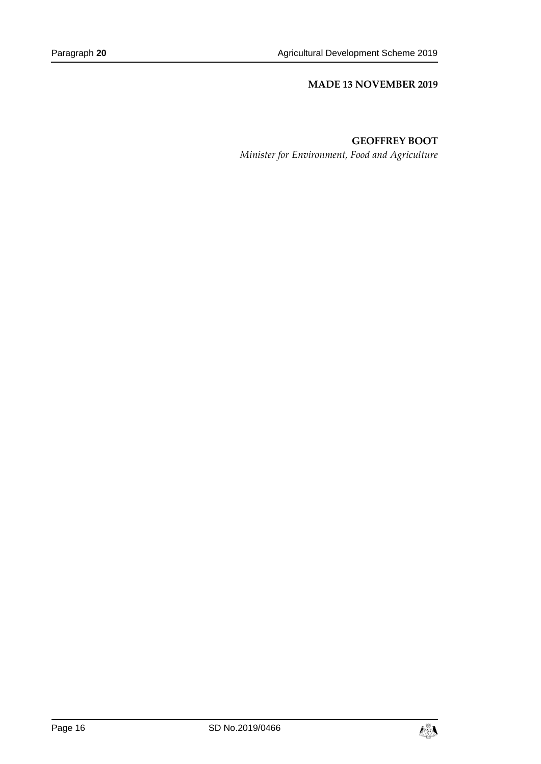**MADE 13 NOVEMBER 2019**

**GEOFFREY BOOT**

*Minister for Environment, Food and Agriculture*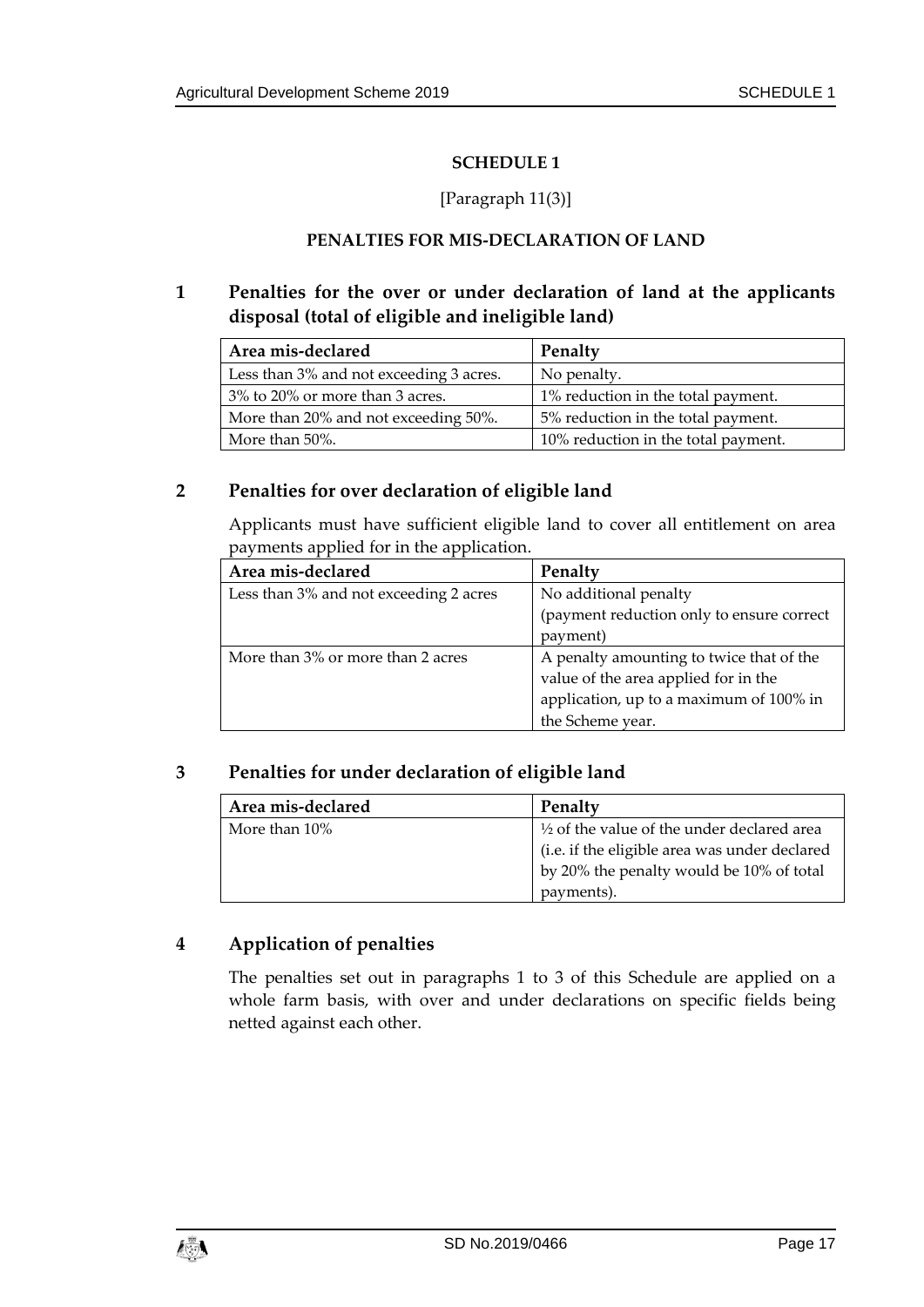## SCHEDULE 1

[Paragraph 11(3)]

### PENALTIES FOR MIS-DECLARATION OF LAND

### 1 Penalties for the over or under declaration of land at the applicants disposal (total of eligible and ineligible land)

| Area mis-declared | Penalty |
| --- | --- |
| Less than 3% and not exceeding 3 acres. | No penalty. |
| 3% to 20% or more than 3 acres. | 1% reduction in the total payment. |
| More than 20% and not exceeding 50%. | 5% reduction in the total payment. |
| More than 50%. | 10% reduction in the total payment. |

### 2 Penalties for over declaration of eligible land

Applicants must have sufficient eligible land to cover all entitlement on area payments applied for in the application.

| Area mis-declared | Penalty |
| --- | --- |
| Less than 3% and not exceeding 2 acres | No additional penalty (payment reduction only to ensure correct payment) |
| More than 3% or more than 2 acres | A penalty amounting to twice that of the value of the area applied for in the application, up to a maximum of 100% in the Scheme year. |

### 3 Penalties for under declaration of eligible land

| Area mis-declared | Penalty |
| --- | --- |
| More than 10% | ½ of the value of the under declared area (i.e. if the eligible area was under declared by 20% the penalty would be 10% of total payments). |

### 4 Application of penalties

The penalties set out in paragraphs 1 to 3 of this Schedule are applied on a whole farm basis, with over and under declarations on specific fields being netted against each other.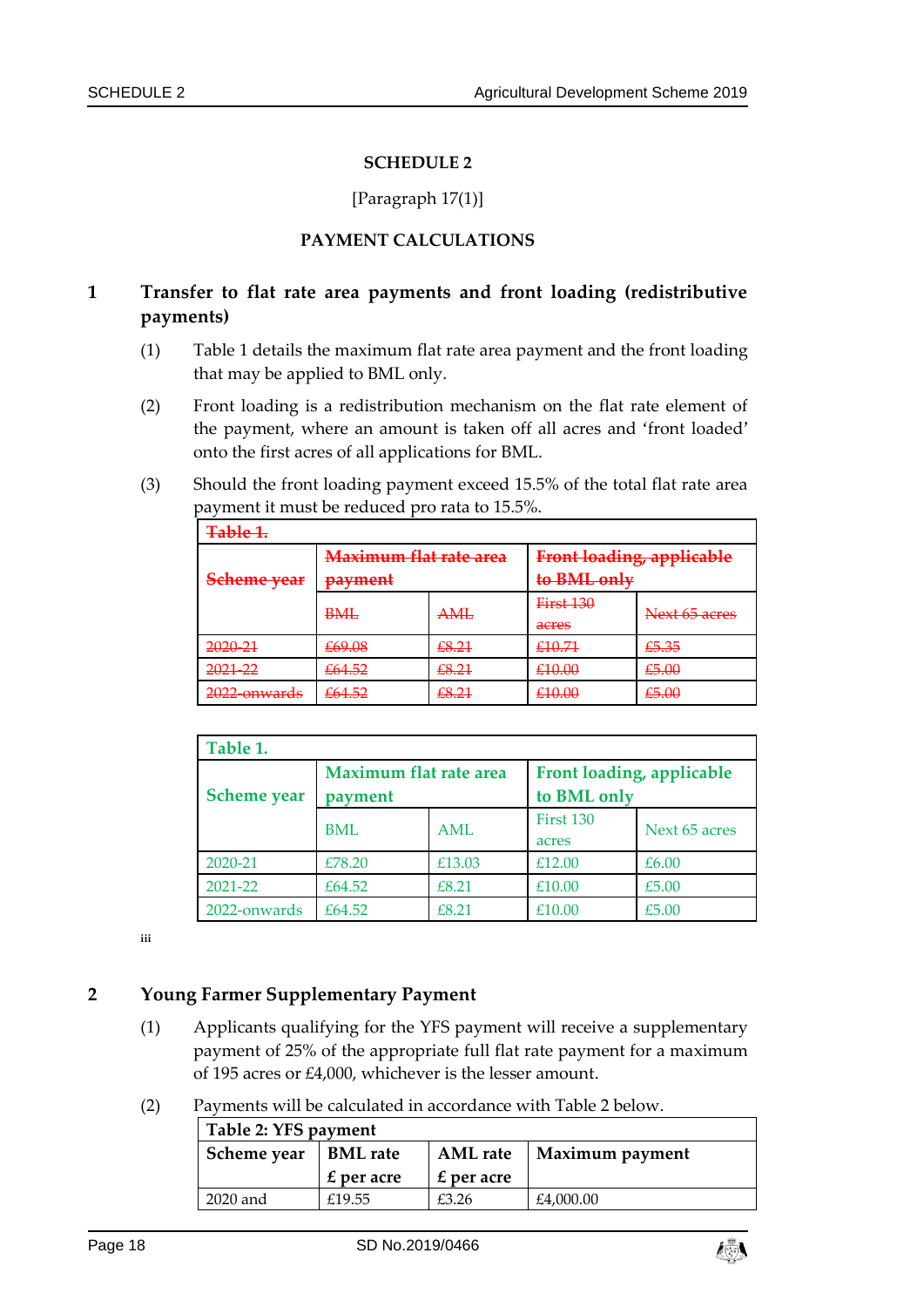# SCHEDULE 2

[Paragraph 17(1)]

## PAYMENT CALCULATIONS

### 1 Transfer to flat rate area payments and front loading (redistributive payments)

(1) Table 1 details the maximum flat rate area payment and the front loading that may be applied to BML only.

(2) Front loading is a redistribution mechanism on the flat rate element of the payment, where an amount is taken off all acres and 'front loaded' onto the first acres of all applications for BML.

(3) Should the front loading payment exceed 15.5% of the total flat rate area payment it must be reduced pro rata to 15.5%.

| ~~Table 1.~~ | | | | |
|---|---|---|---|---|
| ~~Scheme year~~ | ~~Maximum flat rate area payment~~ | | ~~Front loading, applicable to BML only~~ | |
| | ~~BML~~ | ~~AML~~ | ~~First 130 acres~~ | ~~Next 65 acres~~ |
| ~~2020-21~~ | ~~£69.08~~ | ~~£8.21~~ | ~~£10.71~~ | ~~£5.35~~ |
| ~~2021-22~~ | ~~£64.52~~ | ~~£8.21~~ | ~~£10.00~~ | ~~£5.00~~ |
| ~~2022-onwards~~ | ~~£64.52~~ | ~~£8.21~~ | ~~£10.00~~ | ~~£5.00~~ |

| Table 1. | | | | |
|---|---|---|---|---|
| Scheme year | Maximum flat rate area payment | | Front loading, applicable to BML only | |
| | BML | AML | First 130 acres | Next 65 acres |
| 2020-21 | £78.20 | £13.03 | £12.00 | £6.00 |
| 2021-22 | £64.52 | £8.21 | £10.00 | £5.00 |
| 2022-onwards | £64.52 | £8.21 | £10.00 | £5.00 |

iii

### 2 Young Farmer Supplementary Payment

(1) Applicants qualifying for the YFS payment will receive a supplementary payment of 25% of the appropriate full flat rate payment for a maximum of 195 acres or £4,000, whichever is the lesser amount.

(2) Payments will be calculated in accordance with Table 2 below.

| Table 2: YFS payment | | | |
|---|---|---|---|
| Scheme year | BML rate £ per acre | AML rate £ per acre | Maximum payment |
| 2020 and | £19.55 | £3.26 | £4,000.00 |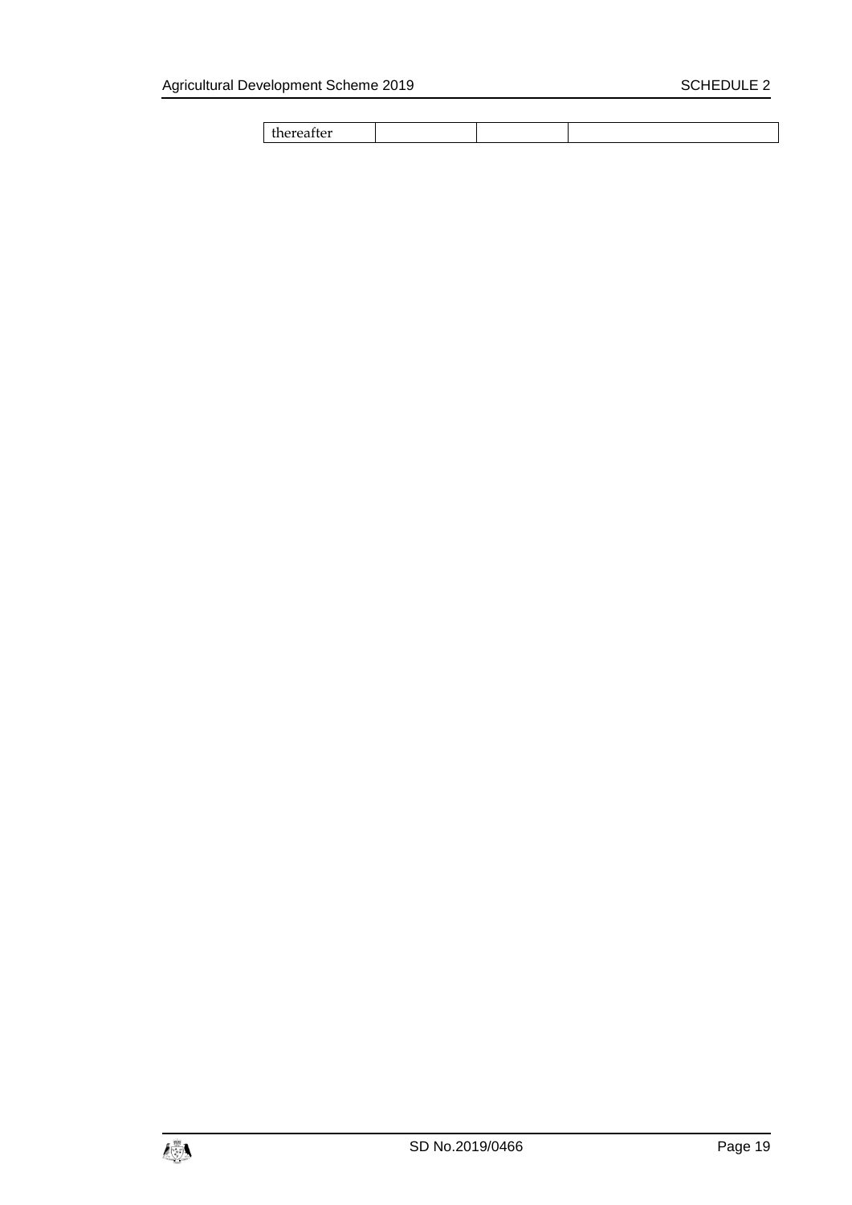| | | | |
|---|---|---|---|
| thereafter | | | |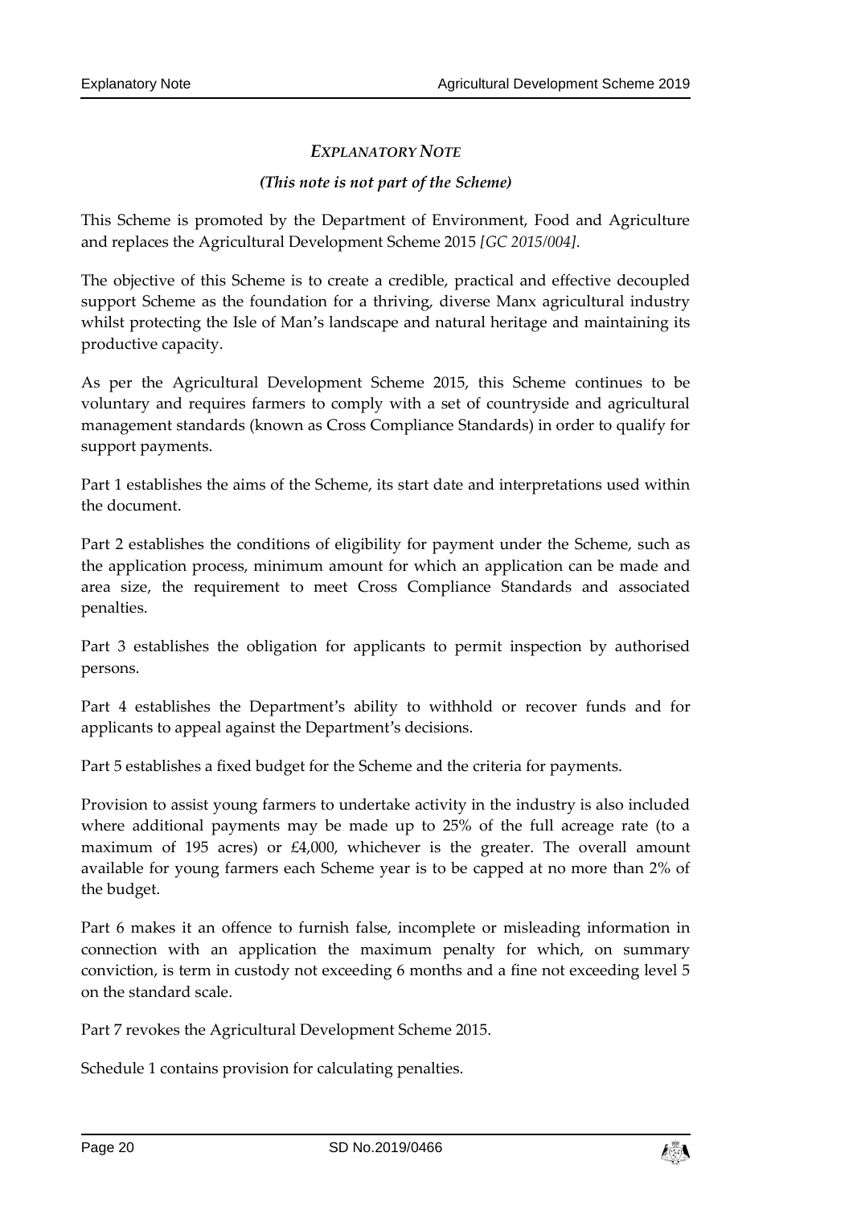## *EXPLANATORY NOTE*

***(This note is not part of the Scheme)***

This Scheme is promoted by the Department of Environment, Food and Agriculture and replaces the Agricultural Development Scheme 2015 *[GC 2015/004]*.

The objective of this Scheme is to create a credible, practical and effective decoupled support Scheme as the foundation for a thriving, diverse Manx agricultural industry whilst protecting the Isle of Man's landscape and natural heritage and maintaining its productive capacity.

As per the Agricultural Development Scheme 2015, this Scheme continues to be voluntary and requires farmers to comply with a set of countryside and agricultural management standards (known as Cross Compliance Standards) in order to qualify for support payments.

Part 1 establishes the aims of the Scheme, its start date and interpretations used within the document.

Part 2 establishes the conditions of eligibility for payment under the Scheme, such as the application process, minimum amount for which an application can be made and area size, the requirement to meet Cross Compliance Standards and associated penalties.

Part 3 establishes the obligation for applicants to permit inspection by authorised persons.

Part 4 establishes the Department's ability to withhold or recover funds and for applicants to appeal against the Department's decisions.

Part 5 establishes a fixed budget for the Scheme and the criteria for payments.

Provision to assist young farmers to undertake activity in the industry is also included where additional payments may be made up to 25% of the full acreage rate (to a maximum of 195 acres) or £4,000, whichever is the greater. The overall amount available for young farmers each Scheme year is to be capped at no more than 2% of the budget.

Part 6 makes it an offence to furnish false, incomplete or misleading information in connection with an application the maximum penalty for which, on summary conviction, is term in custody not exceeding 6 months and a fine not exceeding level 5 on the standard scale.

Part 7 revokes the Agricultural Development Scheme 2015.

Schedule 1 contains provision for calculating penalties.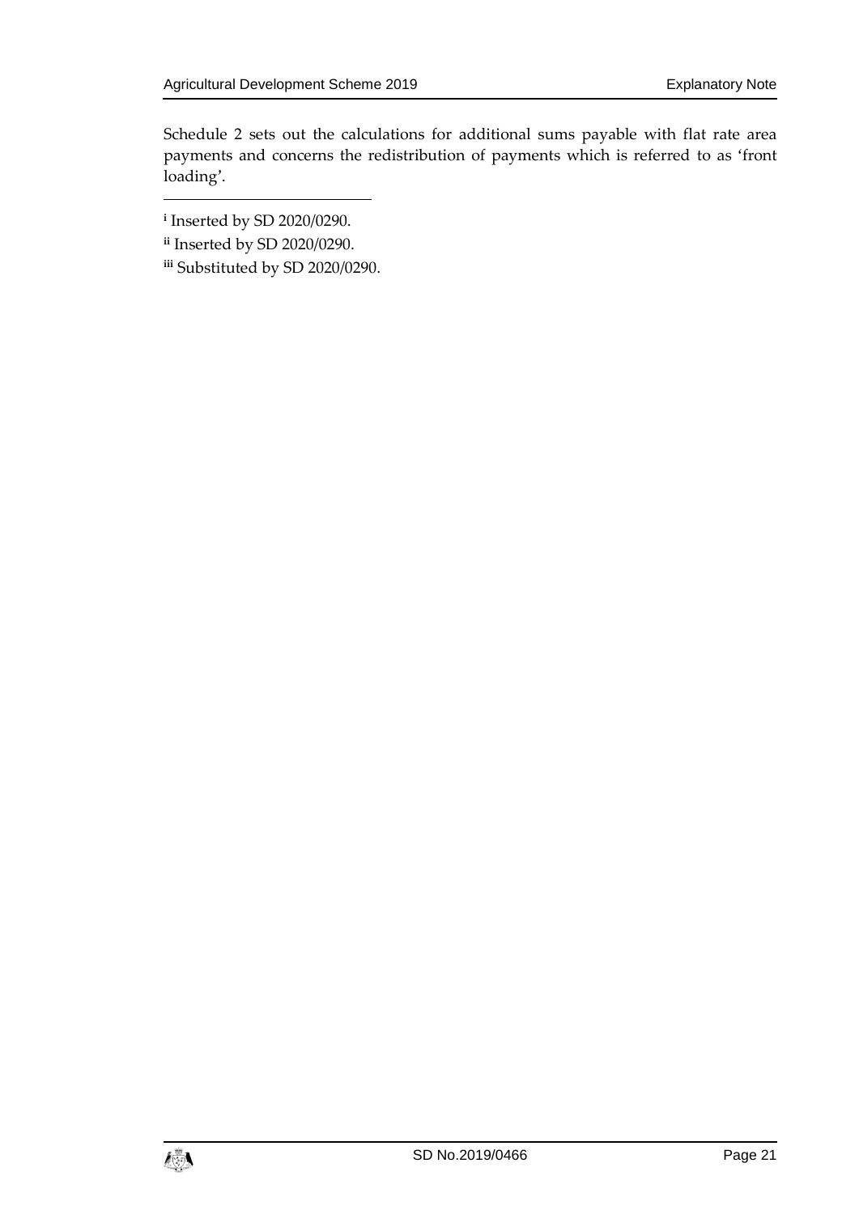Schedule 2 sets out the calculations for additional sums payable with flat rate area payments and concerns the redistribution of payments which is referred to as 'front loading'.

---

[i] Inserted by SD 2020/0290.

[ii] Inserted by SD 2020/0290.

[iii] Substituted by SD 2020/0290.